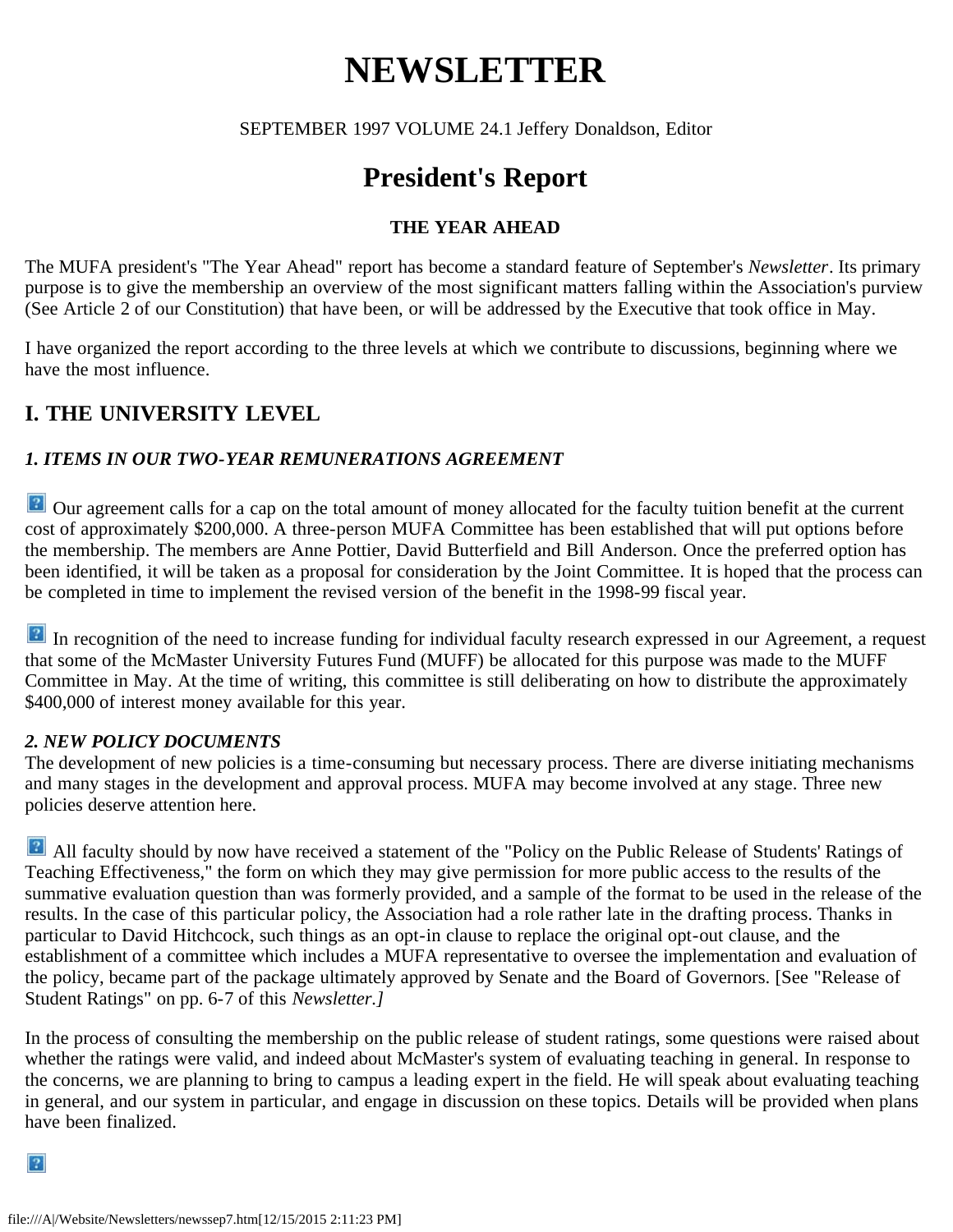# NEWSLETTER

SEPTEMBER 1997 VOLUME 24.1 Jeffery Donaldson, Editor

# President's Report

### THE YEAR AHEAD

The MUFA president's "The Year Ahead" report has become a standard feature of September's *Newsletter*. Its primary purpose is to give the membership an overview of the most significant matters falling within the Association's purview (See Article 2 of our Constitution) that have been, or will be addressed by the Executive that took office in May.

I have organized the report according to the three levels at which we contribute to discussions, beginning where we have the most influence.

## I. THE UNIVERSITY LEVEL

### *1. ITEMS IN OUR TWO-YEAR REMUNERATIONS AGREEMENT*

Our agreement calls for a cap on the total amount of money allocated for the faculty tuition benefit at the current cost of approximately $200,000. A three-person MUFA Committee has been established that will put options before the membership. The members are Anne Pottier, David Butterfield and Bill Anderson. Once the preferred option has been identified, it will be taken as a proposal for consideration by the Joint Committee. It is hoped that the process can be completed in time to implement the revised version of the benefit in the 1998-99 fiscal year.

In recognition of the need to increase funding for individual faculty research expressed in our Agreement, a request that some of the McMaster University Futures Fund (MUFF) be allocated for this purpose was made to the MUFF Committee in May. At the time of writing, this committee is still deliberating on how to distribute the approximately $400,000 of interest money available for this year.

### *2. NEW POLICY DOCUMENTS*

The development of new policies is a time-consuming but necessary process. There are diverse initiating mechanisms and many stages in the development and approval process. MUFA may become involved at any stage. Three new policies deserve attention here.

All faculty should by now have received a statement of the "Policy on the Public Release of Students' Ratings of Teaching Effectiveness," the form on which they may give permission for more public access to the results of the summative evaluation question than was formerly provided, and a sample of the format to be used in the release of the results. In the case of this particular policy, the Association had a role rather late in the drafting process. Thanks in particular to David Hitchcock, such things as an opt-in clause to replace the original opt-out clause, and the establishment of a committee which includes a MUFA representative to oversee the implementation and evaluation of the policy, became part of the package ultimately approved by Senate and the Board of Governors. [See "Release of Student Ratings" on pp. 6-7 of this *Newsletter.]*

In the process of consulting the membership on the public release of student ratings, some questions were raised about whether the ratings were valid, and indeed about McMaster's system of evaluating teaching in general. In response to the concerns, we are planning to bring to campus a leading expert in the field. He will speak about evaluating teaching in general, and our system in particular, and engage in discussion on these topics. Details will be provided when plans have been finalized.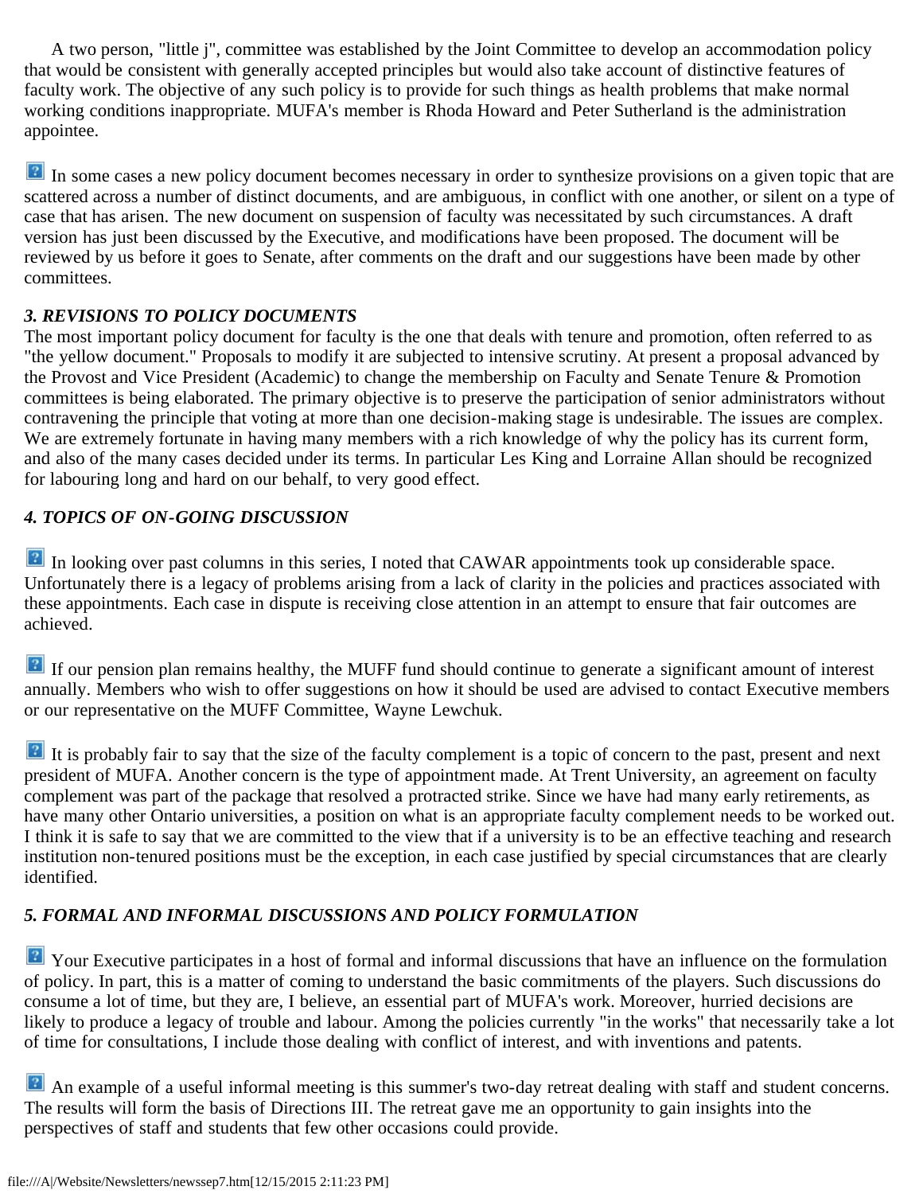A two person, "little j", committee was established by the Joint Committee to develop an accommodation policy that would be consistent with generally accepted principles but would also take account of distinctive features of faculty work. The objective of any such policy is to provide for such things as health problems that make normal working conditions inappropriate. MUFA's member is Rhoda Howard and Peter Sutherland is the administration appointee.

In some cases a new policy document becomes necessary in order to synthesize provisions on a given topic that are scattered across a number of distinct documents, and are ambiguous, in conflict with one another, or silent on a type of case that has arisen. The new document on suspension of faculty was necessitated by such circumstances. A draft version has just been discussed by the Executive, and modifications have been proposed. The document will be reviewed by us before it goes to Senate, after comments on the draft and our suggestions have been made by other committees.

### *3. REVISIONS TO POLICY DOCUMENTS*

The most important policy document for faculty is the one that deals with tenure and promotion, often referred to as "the yellow document." Proposals to modify it are subjected to intensive scrutiny. At present a proposal advanced by the Provost and Vice President (Academic) to change the membership on Faculty and Senate Tenure & Promotion committees is being elaborated. The primary objective is to preserve the participation of senior administrators without contravening the principle that voting at more than one decision-making stage is undesirable. The issues are complex. We are extremely fortunate in having many members with a rich knowledge of why the policy has its current form, and also of the many cases decided under its terms. In particular Les King and Lorraine Allan should be recognized for labouring long and hard on our behalf, to very good effect.

### *4. TOPICS OF ON-GOING DISCUSSION*

In looking over past columns in this series, I noted that CAWAR appointments took up considerable space. Unfortunately there is a legacy of problems arising from a lack of clarity in the policies and practices associated with these appointments. Each case in dispute is receiving close attention in an attempt to ensure that fair outcomes are achieved.

If our pension plan remains healthy, the MUFF fund should continue to generate a significant amount of interest annually. Members who wish to offer suggestions on how it should be used are advised to contact Executive members or our representative on the MUFF Committee, Wayne Lewchuk.

It is probably fair to say that the size of the faculty complement is a topic of concern to the past, present and next president of MUFA. Another concern is the type of appointment made. At Trent University, an agreement on faculty complement was part of the package that resolved a protracted strike. Since we have had many early retirements, as have many other Ontario universities, a position on what is an appropriate faculty complement needs to be worked out. I think it is safe to say that we are committed to the view that if a university is to be an effective teaching and research institution non-tenured positions must be the exception, in each case justified by special circumstances that are clearly identified.

### *5. FORMAL AND INFORMAL DISCUSSIONS AND POLICY FORMULATION*

Your Executive participates in a host of formal and informal discussions that have an influence on the formulation of policy. In part, this is a matter of coming to understand the basic commitments of the players. Such discussions do consume a lot of time, but they are, I believe, an essential part of MUFA's work. Moreover, hurried decisions are likely to produce a legacy of trouble and labour. Among the policies currently "in the works" that necessarily take a lot of time for consultations, I include those dealing with conflict of interest, and with inventions and patents.

An example of a useful informal meeting is this summer's two-day retreat dealing with staff and student concerns. The results will form the basis of Directions III. The retreat gave me an opportunity to gain insights into the perspectives of staff and students that few other occasions could provide.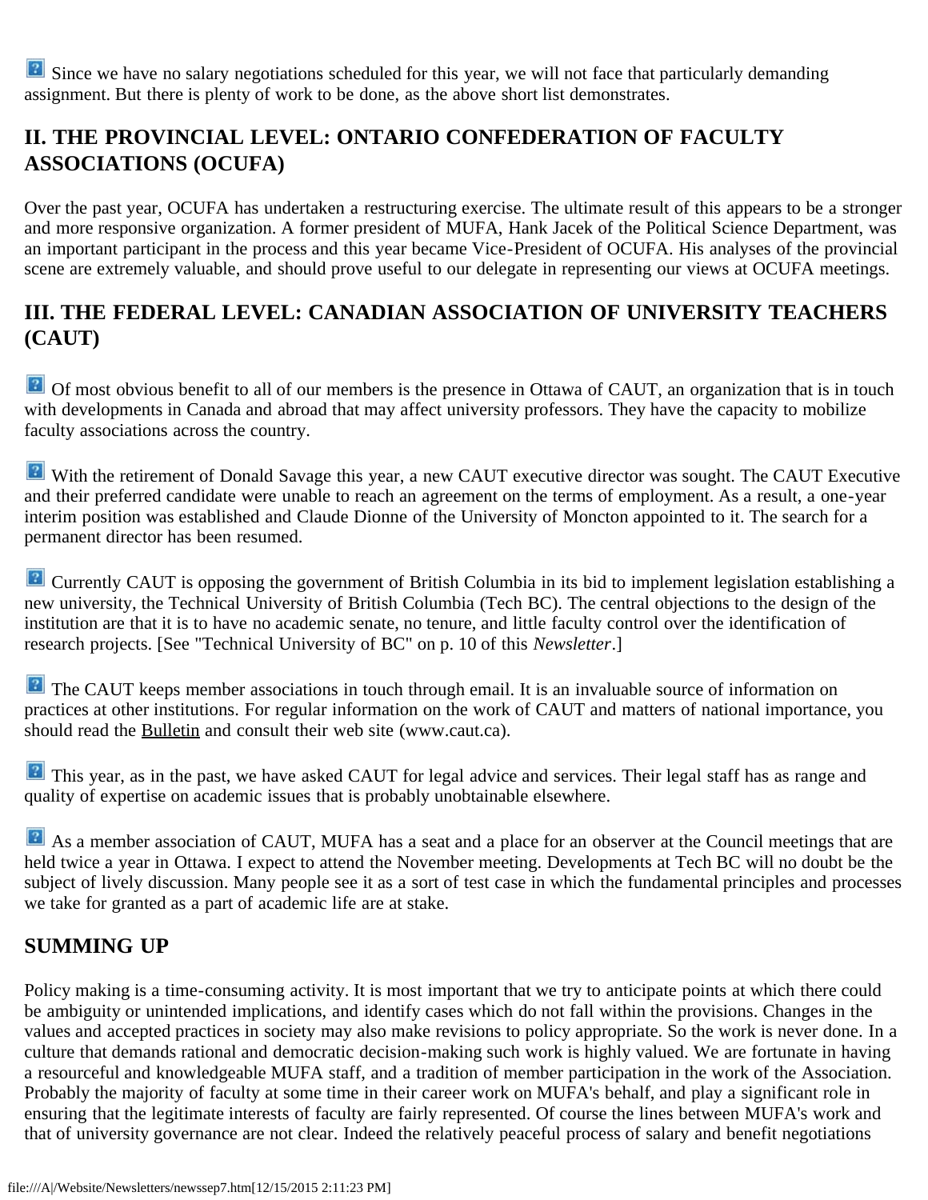Since we have no salary negotiations scheduled for this year, we will not face that particularly demanding assignment. But there is plenty of work to be done, as the above short list demonstrates.

## II. THE PROVINCIAL LEVEL: ONTARIO CONFEDERATION OF FACULTY ASSOCIATIONS (OCUFA)

Over the past year, OCUFA has undertaken a restructuring exercise. The ultimate result of this appears to be a stronger and more responsive organization. A former president of MUFA, Hank Jacek of the Political Science Department, was an important participant in the process and this year became Vice-President of OCUFA. His analyses of the provincial scene are extremely valuable, and should prove useful to our delegate in representing our views at OCUFA meetings.

## III. THE FEDERAL LEVEL: CANADIAN ASSOCIATION OF UNIVERSITY TEACHERS (CAUT)

Of most obvious benefit to all of our members is the presence in Ottawa of CAUT, an organization that is in touch with developments in Canada and abroad that may affect university professors. They have the capacity to mobilize faculty associations across the country.

With the retirement of Donald Savage this year, a new CAUT executive director was sought. The CAUT Executive and their preferred candidate were unable to reach an agreement on the terms of employment. As a result, a one-year interim position was established and Claude Dionne of the University of Moncton appointed to it. The search for a permanent director has been resumed.

Currently CAUT is opposing the government of British Columbia in its bid to implement legislation establishing a new university, the Technical University of British Columbia (Tech BC). The central objections to the design of the institution are that it is to have no academic senate, no tenure, and little faculty control over the identification of research projects. [See "Technical University of BC" on p. 10 of this *Newsletter*.]

The CAUT keeps member associations in touch through email. It is an invaluable source of information on practices at other institutions. For regular information on the work of CAUT and matters of national importance, you should read the Bulletin and consult their web site (www.caut.ca).

This year, as in the past, we have asked CAUT for legal advice and services. Their legal staff has as range and quality of expertise on academic issues that is probably unobtainable elsewhere.

As a member association of CAUT, MUFA has a seat and a place for an observer at the Council meetings that are held twice a year in Ottawa. I expect to attend the November meeting. Developments at Tech BC will no doubt be the subject of lively discussion. Many people see it as a sort of test case in which the fundamental principles and processes we take for granted as a part of academic life are at stake.

## SUMMING UP

Policy making is a time-consuming activity. It is most important that we try to anticipate points at which there could be ambiguity or unintended implications, and identify cases which do not fall within the provisions. Changes in the values and accepted practices in society may also make revisions to policy appropriate. So the work is never done. In a culture that demands rational and democratic decision-making such work is highly valued. We are fortunate in having a resourceful and knowledgeable MUFA staff, and a tradition of member participation in the work of the Association. Probably the majority of faculty at some time in their career work on MUFA's behalf, and play a significant role in ensuring that the legitimate interests of faculty are fairly represented. Of course the lines between MUFA's work and that of university governance are not clear. Indeed the relatively peaceful process of salary and benefit negotiations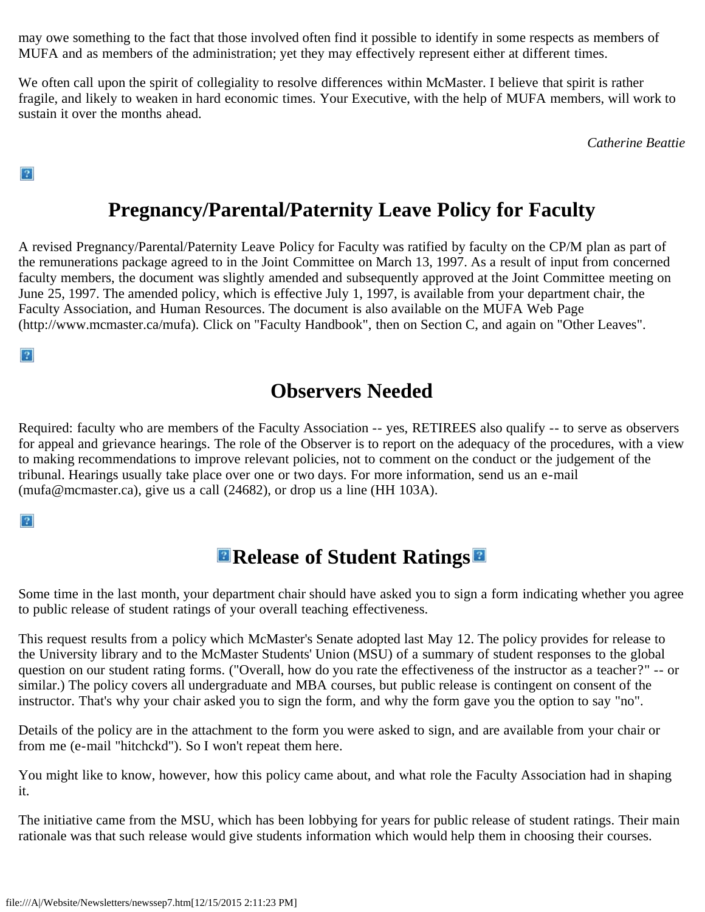may owe something to the fact that those involved often find it possible to identify in some respects as members of MUFA and as members of the administration; yet they may effectively represent either at different times.

We often call upon the spirit of collegiality to resolve differences within McMaster. I believe that spirit is rather fragile, and likely to weaken in hard economic times. Your Executive, with the help of MUFA members, will work to sustain it over the months ahead.

*Catherine Beattie*

## Pregnancy/Parental/Paternity Leave Policy for Faculty

A revised Pregnancy/Parental/Paternity Leave Policy for Faculty was ratified by faculty on the CP/M plan as part of the remunerations package agreed to in the Joint Committee on March 13, 1997. As a result of input from concerned faculty members, the document was slightly amended and subsequently approved at the Joint Committee meeting on June 25, 1997. The amended policy, which is effective July 1, 1997, is available from your department chair, the Faculty Association, and Human Resources. The document is also available on the MUFA Web Page (http://www.mcmaster.ca/mufa). Click on "Faculty Handbook", then on Section C, and again on "Other Leaves".

## Observers Needed

Required: faculty who are members of the Faculty Association -- yes, RETIREES also qualify -- to serve as observers for appeal and grievance hearings. The role of the Observer is to report on the adequacy of the procedures, with a view to making recommendations to improve relevant policies, not to comment on the conduct or the judgement of the tribunal. Hearings usually take place over one or two days. For more information, send us an e-mail (mufa@mcmaster.ca), give us a call (24682), or drop us a line (HH 103A).

## Release of Student Ratings

Some time in the last month, your department chair should have asked you to sign a form indicating whether you agree to public release of student ratings of your overall teaching effectiveness.

This request results from a policy which McMaster's Senate adopted last May 12. The policy provides for release to the University library and to the McMaster Students' Union (MSU) of a summary of student responses to the global question on our student rating forms. ("Overall, how do you rate the effectiveness of the instructor as a teacher?" -- or similar.) The policy covers all undergraduate and MBA courses, but public release is contingent on consent of the instructor. That's why your chair asked you to sign the form, and why the form gave you the option to say "no".

Details of the policy are in the attachment to the form you were asked to sign, and are available from your chair or from me (e-mail "hitchckd"). So I won't repeat them here.

You might like to know, however, how this policy came about, and what role the Faculty Association had in shaping it.

The initiative came from the MSU, which has been lobbying for years for public release of student ratings. Their main rationale was that such release would give students information which would help them in choosing their courses.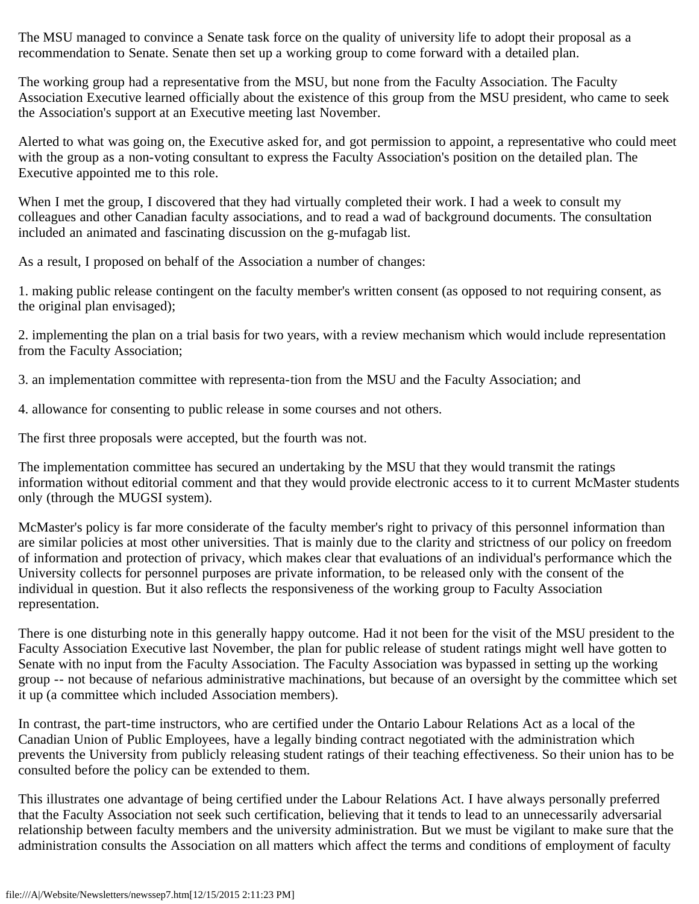The MSU managed to convince a Senate task force on the quality of university life to adopt their proposal as a recommendation to Senate. Senate then set up a working group to come forward with a detailed plan.

The working group had a representative from the MSU, but none from the Faculty Association. The Faculty Association Executive learned officially about the existence of this group from the MSU president, who came to seek the Association's support at an Executive meeting last November.

Alerted to what was going on, the Executive asked for, and got permission to appoint, a representative who could meet with the group as a non-voting consultant to express the Faculty Association's position on the detailed plan. The Executive appointed me to this role.

When I met the group, I discovered that they had virtually completed their work. I had a week to consult my colleagues and other Canadian faculty associations, and to read a wad of background documents. The consultation included an animated and fascinating discussion on the g-mufagab list.

As a result, I proposed on behalf of the Association a number of changes:

1. making public release contingent on the faculty member's written consent (as opposed to not requiring consent, as the original plan envisaged);

2. implementing the plan on a trial basis for two years, with a review mechanism which would include representation from the Faculty Association;

3. an implementation committee with representa-tion from the MSU and the Faculty Association; and

4. allowance for consenting to public release in some courses and not others.

The first three proposals were accepted, but the fourth was not.

The implementation committee has secured an undertaking by the MSU that they would transmit the ratings information without editorial comment and that they would provide electronic access to it to current McMaster students only (through the MUGSI system).

McMaster's policy is far more considerate of the faculty member's right to privacy of this personnel information than are similar policies at most other universities. That is mainly due to the clarity and strictness of our policy on freedom of information and protection of privacy, which makes clear that evaluations of an individual's performance which the University collects for personnel purposes are private information, to be released only with the consent of the individual in question. But it also reflects the responsiveness of the working group to Faculty Association representation.

There is one disturbing note in this generally happy outcome. Had it not been for the visit of the MSU president to the Faculty Association Executive last November, the plan for public release of student ratings might well have gotten to Senate with no input from the Faculty Association. The Faculty Association was bypassed in setting up the working group -- not because of nefarious administrative machinations, but because of an oversight by the committee which set it up (a committee which included Association members).

In contrast, the part-time instructors, who are certified under the Ontario Labour Relations Act as a local of the Canadian Union of Public Employees, have a legally binding contract negotiated with the administration which prevents the University from publicly releasing student ratings of their teaching effectiveness. So their union has to be consulted before the policy can be extended to them.

This illustrates one advantage of being certified under the Labour Relations Act. I have always personally preferred that the Faculty Association not seek such certification, believing that it tends to lead to an unnecessarily adversarial relationship between faculty members and the university administration. But we must be vigilant to make sure that the administration consults the Association on all matters which affect the terms and conditions of employment of faculty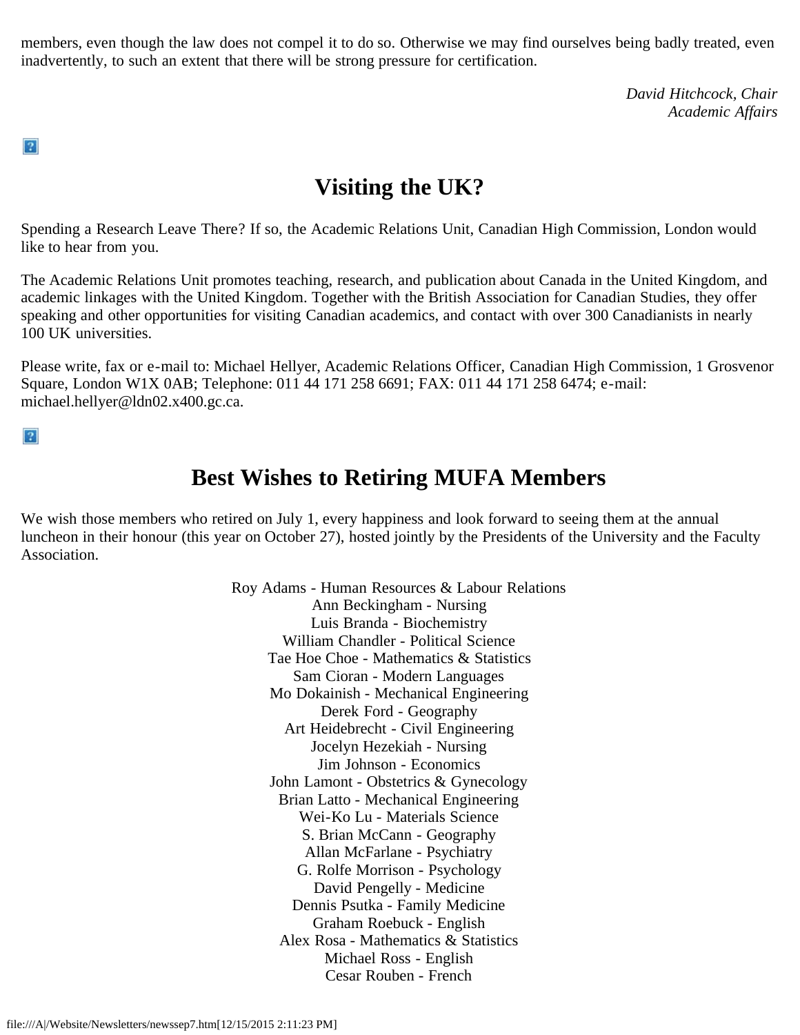members, even though the law does not compel it to do so. Otherwise we may find ourselves being badly treated, even inadvertently, to such an extent that there will be strong pressure for certification.

*David Hitchcock, Chair*
*Academic Affairs*

## Visiting the UK?

Spending a Research Leave There? If so, the Academic Relations Unit, Canadian High Commission, London would like to hear from you.

The Academic Relations Unit promotes teaching, research, and publication about Canada in the United Kingdom, and academic linkages with the United Kingdom. Together with the British Association for Canadian Studies, they offer speaking and other opportunities for visiting Canadian academics, and contact with over 300 Canadianists in nearly 100 UK universities.

Please write, fax or e-mail to: Michael Hellyer, Academic Relations Officer, Canadian High Commission, 1 Grosvenor Square, London W1X 0AB; Telephone: 011 44 171 258 6691; FAX: 011 44 171 258 6474; e-mail: michael.hellyer@ldn02.x400.gc.ca.

## Best Wishes to Retiring MUFA Members

We wish those members who retired on July 1, every happiness and look forward to seeing them at the annual luncheon in their honour (this year on October 27), hosted jointly by the Presidents of the University and the Faculty Association.

Roy Adams - Human Resources & Labour Relations
Ann Beckingham - Nursing
Luis Branda - Biochemistry
William Chandler - Political Science
Tae Hoe Choe - Mathematics & Statistics
Sam Cioran - Modern Languages
Mo Dokainish - Mechanical Engineering
Derek Ford - Geography
Art Heidebrecht - Civil Engineering
Jocelyn Hezekiah - Nursing
Jim Johnson - Economics
John Lamont - Obstetrics & Gynecology
Brian Latto - Mechanical Engineering
Wei-Ko Lu - Materials Science
S. Brian McCann - Geography
Allan McFarlane - Psychiatry
G. Rolfe Morrison - Psychology
David Pengelly - Medicine
Dennis Psutka - Family Medicine
Graham Roebuck - English
Alex Rosa - Mathematics & Statistics
Michael Ross - English
Cesar Rouben - French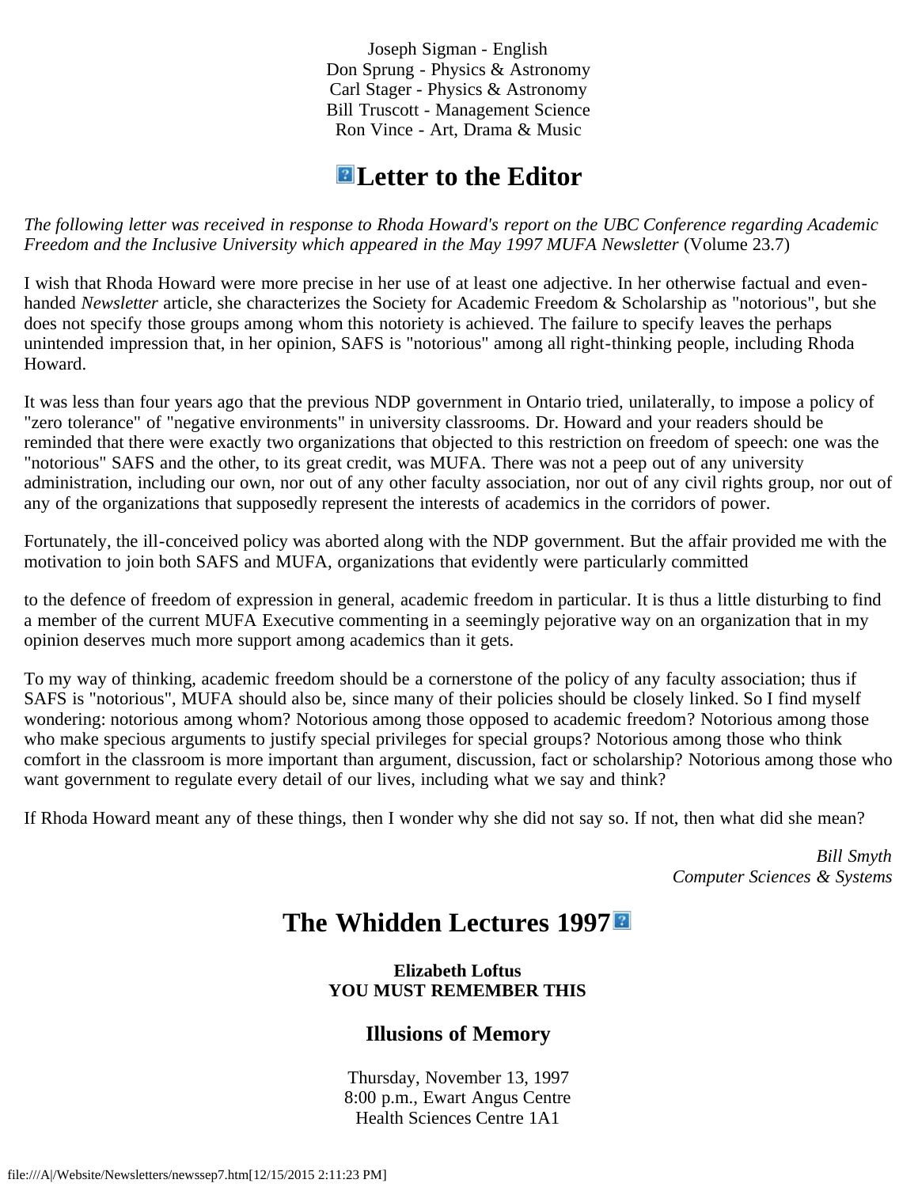Joseph Sigman - English
Don Sprung - Physics & Astronomy
Carl Stager - Physics & Astronomy
Bill Truscott - Management Science
Ron Vince - Art, Drama & Music

## Letter to the Editor

*The following letter was received in response to Rhoda Howard's report on the UBC Conference regarding Academic Freedom and the Inclusive University which appeared in the May 1997 MUFA Newsletter* (Volume 23.7)

I wish that Rhoda Howard were more precise in her use of at least one adjective. In her otherwise factual and even-handed *Newsletter* article, she characterizes the Society for Academic Freedom & Scholarship as "notorious", but she does not specify those groups among whom this notoriety is achieved. The failure to specify leaves the perhaps unintended impression that, in her opinion, SAFS is "notorious" among all right-thinking people, including Rhoda Howard.

It was less than four years ago that the previous NDP government in Ontario tried, unilaterally, to impose a policy of "zero tolerance" of "negative environments" in university classrooms. Dr. Howard and your readers should be reminded that there were exactly two organizations that objected to this restriction on freedom of speech: one was the "notorious" SAFS and the other, to its great credit, was MUFA. There was not a peep out of any university administration, including our own, nor out of any other faculty association, nor out of any civil rights group, nor out of any of the organizations that supposedly represent the interests of academics in the corridors of power.

Fortunately, the ill-conceived policy was aborted along with the NDP government. But the affair provided me with the motivation to join both SAFS and MUFA, organizations that evidently were particularly committed to the defence of freedom of expression in general, academic freedom in particular. It is thus a little disturbing to find a member of the current MUFA Executive commenting in a seemingly pejorative way on an organization that in my opinion deserves much more support among academics than it gets.

To my way of thinking, academic freedom should be a cornerstone of the policy of any faculty association; thus if SAFS is "notorious", MUFA should also be, since many of their policies should be closely linked. So I find myself wondering: notorious among whom? Notorious among those opposed to academic freedom? Notorious among those who make specious arguments to justify special privileges for special groups? Notorious among those who think comfort in the classroom is more important than argument, discussion, fact or scholarship? Notorious among those who want government to regulate every detail of our lives, including what we say and think?

If Rhoda Howard meant any of these things, then I wonder why she did not say so. If not, then what did she mean?

*Bill Smyth*
*Computer Sciences & Systems*

## The Whidden Lectures 1997

**Elizabeth Loftus**
**YOU MUST REMEMBER THIS**

### Illusions of Memory

Thursday, November 13, 1997
8:00 p.m., Ewart Angus Centre
Health Sciences Centre 1A1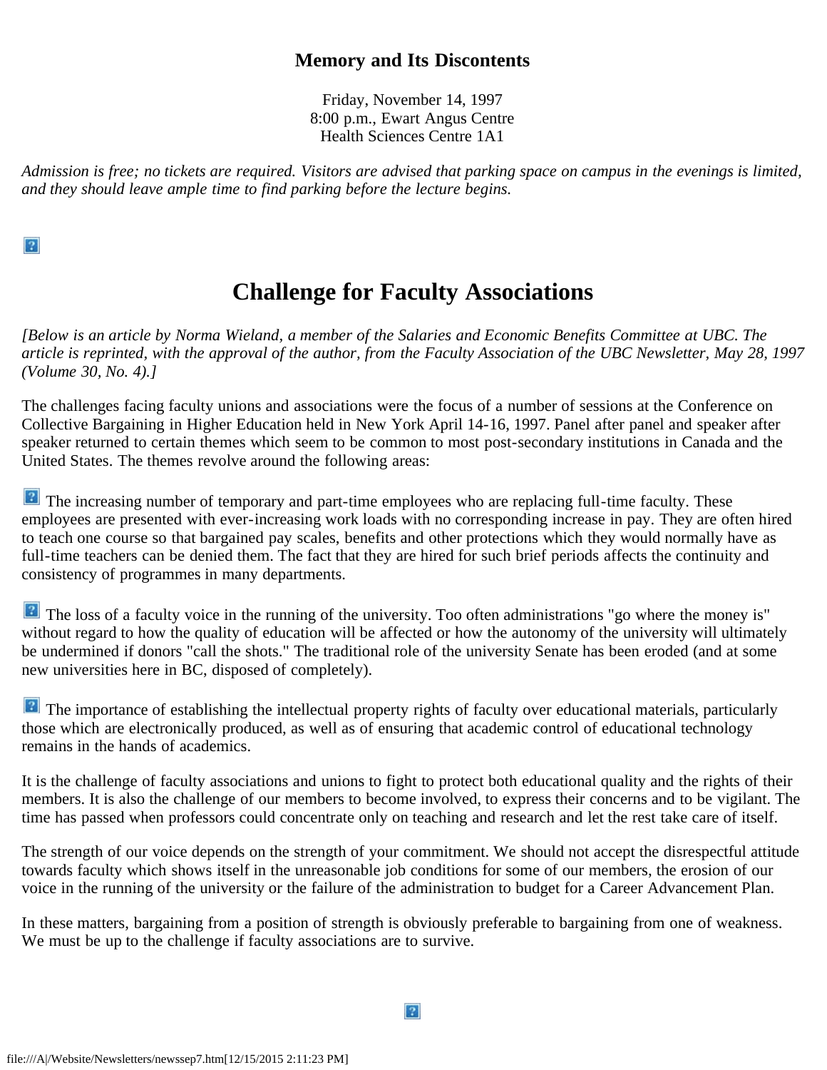**Memory and Its Discontents**

Friday, November 14, 1997
8:00 p.m., Ewart Angus Centre
Health Sciences Centre 1A1

*Admission is free; no tickets are required. Visitors are advised that parking space on campus in the evenings is limited, and they should leave ample time to find parking before the lecture begins.*

# Challenge for Faculty Associations

*[Below is an article by Norma Wieland, a member of the Salaries and Economic Benefits Committee at UBC. The article is reprinted, with the approval of the author, from the Faculty Association of the UBC Newsletter, May 28, 1997 (Volume 30, No. 4).]*

The challenges facing faculty unions and associations were the focus of a number of sessions at the Conference on Collective Bargaining in Higher Education held in New York April 14-16, 1997. Panel after panel and speaker after speaker returned to certain themes which seem to be common to most post-secondary institutions in Canada and the United States. The themes revolve around the following areas:

- The increasing number of temporary and part-time employees who are replacing full-time faculty. These employees are presented with ever-increasing work loads with no corresponding increase in pay. They are often hired to teach one course so that bargained pay scales, benefits and other protections which they would normally have as full-time teachers can be denied them. The fact that they are hired for such brief periods affects the continuity and consistency of programmes in many departments.

- The loss of a faculty voice in the running of the university. Too often administrations "go where the money is" without regard to how the quality of education will be affected or how the autonomy of the university will ultimately be undermined if donors "call the shots." The traditional role of the university Senate has been eroded (and at some new universities here in BC, disposed of completely).

- The importance of establishing the intellectual property rights of faculty over educational materials, particularly those which are electronically produced, as well as of ensuring that academic control of educational technology remains in the hands of academics.

It is the challenge of faculty associations and unions to fight to protect both educational quality and the rights of their members. It is also the challenge of our members to become involved, to express their concerns and to be vigilant. The time has passed when professors could concentrate only on teaching and research and let the rest take care of itself.

The strength of our voice depends on the strength of your commitment. We should not accept the disrespectful attitude towards faculty which shows itself in the unreasonable job conditions for some of our members, the erosion of our voice in the running of the university or the failure of the administration to budget for a Career Advancement Plan.

In these matters, bargaining from a position of strength is obviously preferable to bargaining from one of weakness. We must be up to the challenge if faculty associations are to survive.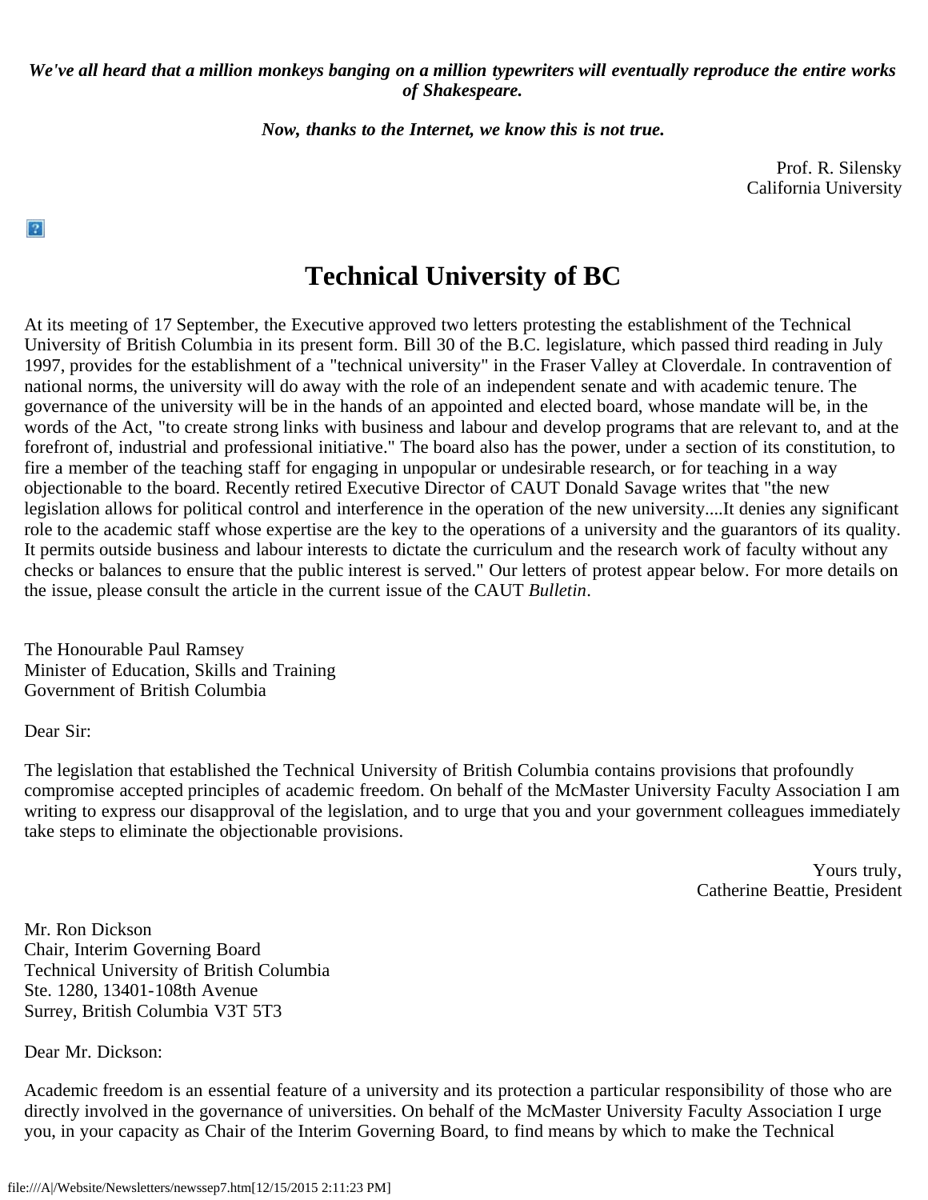***We've all heard that a million monkeys banging on a million typewriters will eventually reproduce the entire works of Shakespeare.***

***Now, thanks to the Internet, we know this is not true.***

Prof. R. Silensky
California University

# Technical University of BC

At its meeting of 17 September, the Executive approved two letters protesting the establishment of the Technical University of British Columbia in its present form. Bill 30 of the B.C. legislature, which passed third reading in July 1997, provides for the establishment of a "technical university" in the Fraser Valley at Cloverdale. In contravention of national norms, the university will do away with the role of an independent senate and with academic tenure. The governance of the university will be in the hands of an appointed and elected board, whose mandate will be, in the words of the Act, "to create strong links with business and labour and develop programs that are relevant to, and at the forefront of, industrial and professional initiative." The board also has the power, under a section of its constitution, to fire a member of the teaching staff for engaging in unpopular or undesirable research, or for teaching in a way objectionable to the board. Recently retired Executive Director of CAUT Donald Savage writes that "the new legislation allows for political control and interference in the operation of the new university....It denies any significant role to the academic staff whose expertise are the key to the operations of a university and the guarantors of its quality. It permits outside business and labour interests to dictate the curriculum and the research work of faculty without any checks or balances to ensure that the public interest is served." Our letters of protest appear below. For more details on the issue, please consult the article in the current issue of the CAUT *Bulletin*.

The Honourable Paul Ramsey
Minister of Education, Skills and Training
Government of British Columbia

Dear Sir:

The legislation that established the Technical University of British Columbia contains provisions that profoundly compromise accepted principles of academic freedom. On behalf of the McMaster University Faculty Association I am writing to express our disapproval of the legislation, and to urge that you and your government colleagues immediately take steps to eliminate the objectionable provisions.

Yours truly,
Catherine Beattie, President

Mr. Ron Dickson
Chair, Interim Governing Board
Technical University of British Columbia
Ste. 1280, 13401-108th Avenue
Surrey, British Columbia V3T 5T3

Dear Mr. Dickson:

Academic freedom is an essential feature of a university and its protection a particular responsibility of those who are directly involved in the governance of universities. On behalf of the McMaster University Faculty Association I urge you, in your capacity as Chair of the Interim Governing Board, to find means by which to make the Technical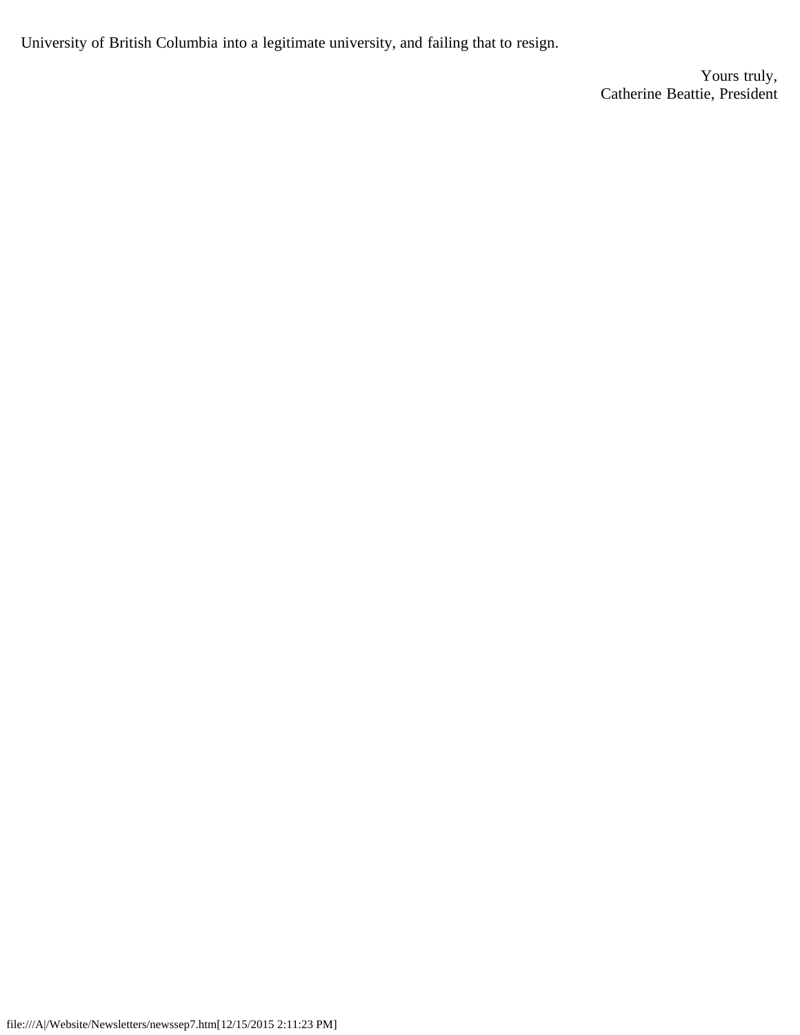University of British Columbia into a legitimate university, and failing that to resign.

Yours truly,
Catherine Beattie, President